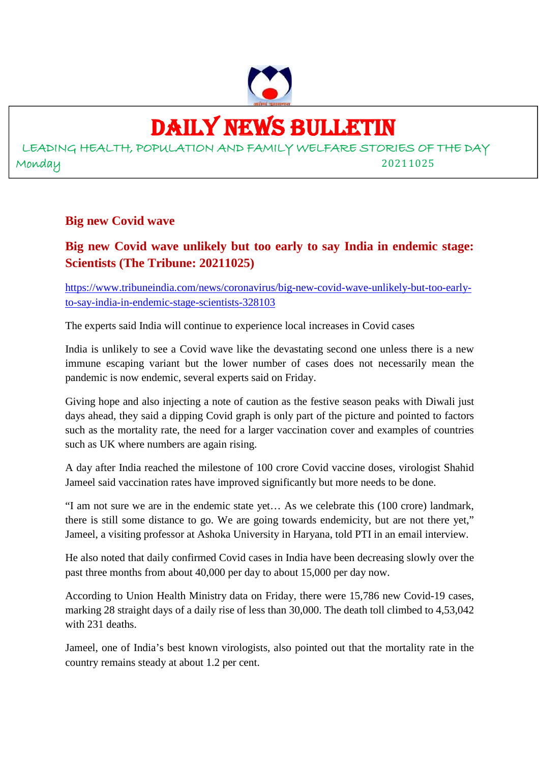# DAILY NEWS BULLETIN

LEADING HEALTH, POPULATION AND FAMILY WELFARE STORIES OF THE DAY

Monday 20211025

## Big new Covid wave

## Big new Covid wave unlikely but too early to say India in endemic stage: Scientists (The Tribune: 20211025)

https://www.tribuneindia.com/news/coronavirus/big-new-covid-wave-unlikely-but-too-early-to-say-india-in-endemic-stage-scientists-328103

The experts said India will continue to experience local increases in Covid cases

India is unlikely to see a Covid wave like the devastating second one unless there is a new immune escaping variant but the lower number of cases does not necessarily mean the pandemic is now endemic, several experts said on Friday.

Giving hope and also injecting a note of caution as the festive season peaks with Diwali just days ahead, they said a dipping Covid graph is only part of the picture and pointed to factors such as the mortality rate, the need for a larger vaccination cover and examples of countries such as UK where numbers are again rising.

A day after India reached the milestone of 100 crore Covid vaccine doses, virologist Shahid Jameel said vaccination rates have improved significantly but more needs to be done.

"I am not sure we are in the endemic state yet… As we celebrate this (100 crore) landmark, there is still some distance to go. We are going towards endemicity, but are not there yet," Jameel, a visiting professor at Ashoka University in Haryana, told PTI in an email interview.

He also noted that daily confirmed Covid cases in India have been decreasing slowly over the past three months from about 40,000 per day to about 15,000 per day now.

According to Union Health Ministry data on Friday, there were 15,786 new Covid-19 cases, marking 28 straight days of a daily rise of less than 30,000. The death toll climbed to 4,53,042 with 231 deaths.

Jameel, one of India's best known virologists, also pointed out that the mortality rate in the country remains steady at about 1.2 per cent.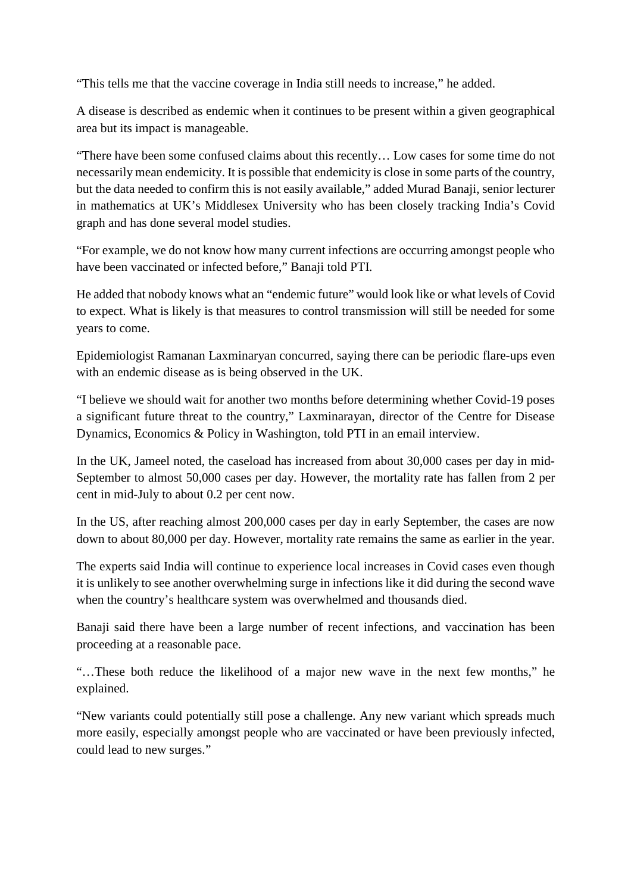"This tells me that the vaccine coverage in India still needs to increase," he added.

A disease is described as endemic when it continues to be present within a given geographical area but its impact is manageable.

"There have been some confused claims about this recently… Low cases for some time do not necessarily mean endemicity. It is possible that endemicity is close in some parts of the country, but the data needed to confirm this is not easily available," added Murad Banaji, senior lecturer in mathematics at UK's Middlesex University who has been closely tracking India's Covid graph and has done several model studies.

"For example, we do not know how many current infections are occurring amongst people who have been vaccinated or infected before," Banaji told PTI.

He added that nobody knows what an "endemic future" would look like or what levels of Covid to expect. What is likely is that measures to control transmission will still be needed for some years to come.

Epidemiologist Ramanan Laxminaryan concurred, saying there can be periodic flare-ups even with an endemic disease as is being observed in the UK.

"I believe we should wait for another two months before determining whether Covid-19 poses a significant future threat to the country," Laxminarayan, director of the Centre for Disease Dynamics, Economics & Policy in Washington, told PTI in an email interview.

In the UK, Jameel noted, the caseload has increased from about 30,000 cases per day in mid-September to almost 50,000 cases per day. However, the mortality rate has fallen from 2 per cent in mid-July to about 0.2 per cent now.

In the US, after reaching almost 200,000 cases per day in early September, the cases are now down to about 80,000 per day. However, mortality rate remains the same as earlier in the year.

The experts said India will continue to experience local increases in Covid cases even though it is unlikely to see another overwhelming surge in infections like it did during the second wave when the country's healthcare system was overwhelmed and thousands died.

Banaji said there have been a large number of recent infections, and vaccination has been proceeding at a reasonable pace.

"…These both reduce the likelihood of a major new wave in the next few months," he explained.

"New variants could potentially still pose a challenge. Any new variant which spreads much more easily, especially amongst people who are vaccinated or have been previously infected, could lead to new surges."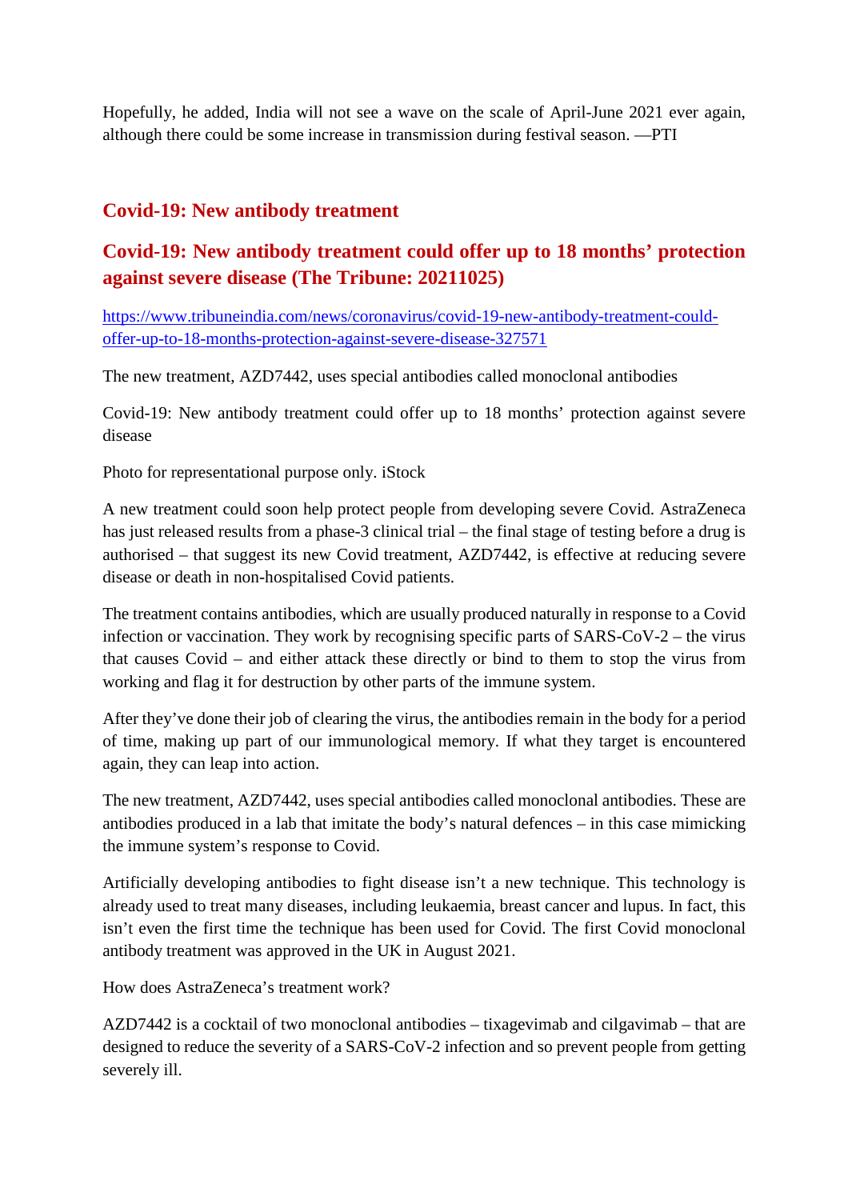Hopefully, he added, India will not see a wave on the scale of April-June 2021 ever again, although there could be some increase in transmission during festival season. —PTI

## Covid-19: New antibody treatment

## Covid-19: New antibody treatment could offer up to 18 months' protection against severe disease (The Tribune: 20211025)

https://www.tribuneindia.com/news/coronavirus/covid-19-new-antibody-treatment-could-offer-up-to-18-months-protection-against-severe-disease-327571

The new treatment, AZD7442, uses special antibodies called monoclonal antibodies

Covid-19: New antibody treatment could offer up to 18 months' protection against severe disease

Photo for representational purpose only. iStock

A new treatment could soon help protect people from developing severe Covid. AstraZeneca has just released results from a phase-3 clinical trial – the final stage of testing before a drug is authorised – that suggest its new Covid treatment, AZD7442, is effective at reducing severe disease or death in non-hospitalised Covid patients.

The treatment contains antibodies, which are usually produced naturally in response to a Covid infection or vaccination. They work by recognising specific parts of SARS-CoV-2 – the virus that causes Covid – and either attack these directly or bind to them to stop the virus from working and flag it for destruction by other parts of the immune system.

After they've done their job of clearing the virus, the antibodies remain in the body for a period of time, making up part of our immunological memory. If what they target is encountered again, they can leap into action.

The new treatment, AZD7442, uses special antibodies called monoclonal antibodies. These are antibodies produced in a lab that imitate the body's natural defences – in this case mimicking the immune system's response to Covid.

Artificially developing antibodies to fight disease isn't a new technique. This technology is already used to treat many diseases, including leukaemia, breast cancer and lupus. In fact, this isn't even the first time the technique has been used for Covid. The first Covid monoclonal antibody treatment was approved in the UK in August 2021.

How does AstraZeneca's treatment work?

AZD7442 is a cocktail of two monoclonal antibodies – tixagevimab and cilgavimab – that are designed to reduce the severity of a SARS-CoV-2 infection and so prevent people from getting severely ill.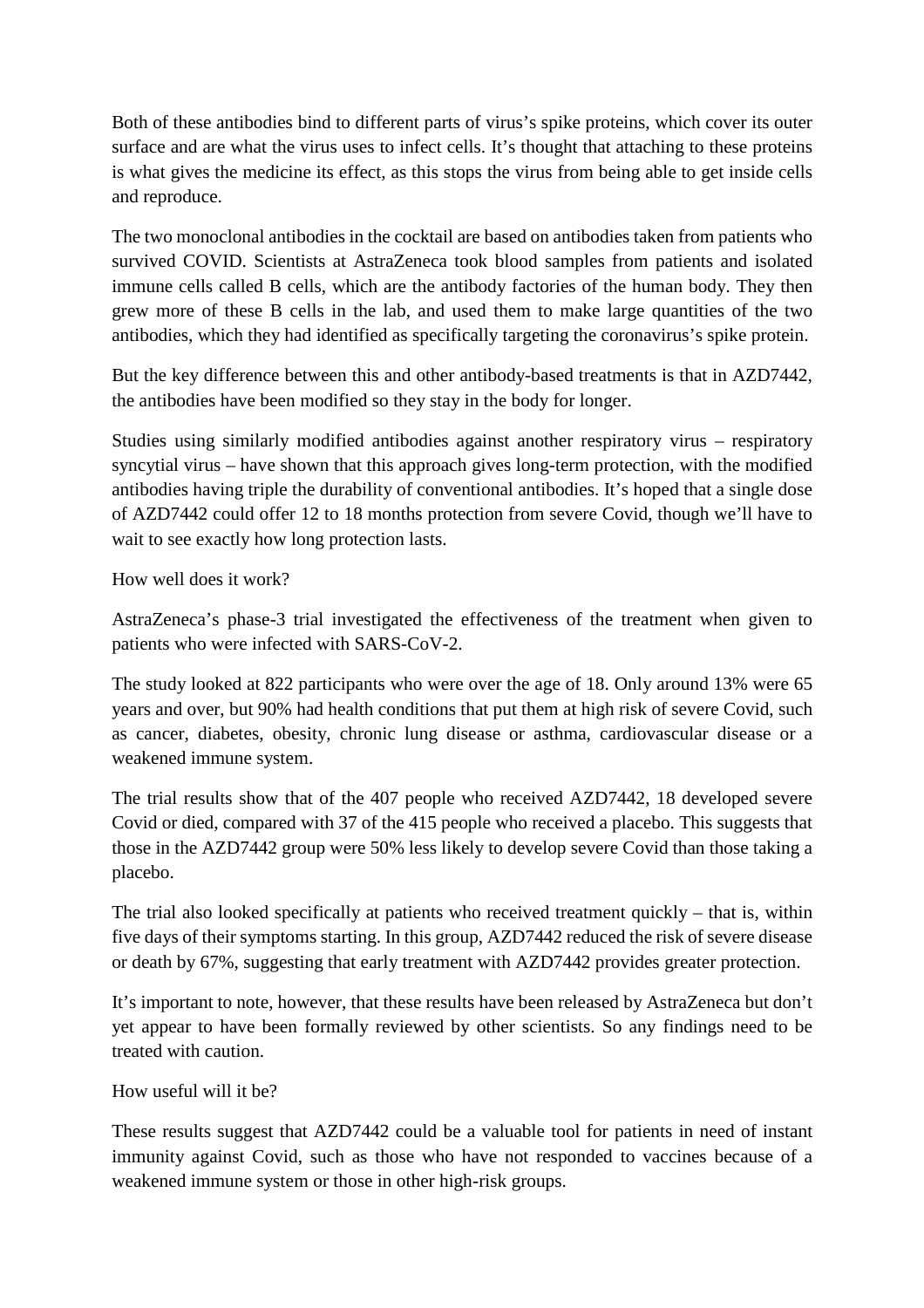Both of these antibodies bind to different parts of virus's spike proteins, which cover its outer surface and are what the virus uses to infect cells. It's thought that attaching to these proteins is what gives the medicine its effect, as this stops the virus from being able to get inside cells and reproduce.

The two monoclonal antibodies in the cocktail are based on antibodies taken from patients who survived COVID. Scientists at AstraZeneca took blood samples from patients and isolated immune cells called B cells, which are the antibody factories of the human body. They then grew more of these B cells in the lab, and used them to make large quantities of the two antibodies, which they had identified as specifically targeting the coronavirus's spike protein.

But the key difference between this and other antibody-based treatments is that in AZD7442, the antibodies have been modified so they stay in the body for longer.

Studies using similarly modified antibodies against another respiratory virus – respiratory syncytial virus – have shown that this approach gives long-term protection, with the modified antibodies having triple the durability of conventional antibodies. It's hoped that a single dose of AZD7442 could offer 12 to 18 months protection from severe Covid, though we'll have to wait to see exactly how long protection lasts.

How well does it work?

AstraZeneca's phase-3 trial investigated the effectiveness of the treatment when given to patients who were infected with SARS-CoV-2.

The study looked at 822 participants who were over the age of 18. Only around 13% were 65 years and over, but 90% had health conditions that put them at high risk of severe Covid, such as cancer, diabetes, obesity, chronic lung disease or asthma, cardiovascular disease or a weakened immune system.

The trial results show that of the 407 people who received AZD7442, 18 developed severe Covid or died, compared with 37 of the 415 people who received a placebo. This suggests that those in the AZD7442 group were 50% less likely to develop severe Covid than those taking a placebo.

The trial also looked specifically at patients who received treatment quickly – that is, within five days of their symptoms starting. In this group, AZD7442 reduced the risk of severe disease or death by 67%, suggesting that early treatment with AZD7442 provides greater protection.

It's important to note, however, that these results have been released by AstraZeneca but don't yet appear to have been formally reviewed by other scientists. So any findings need to be treated with caution.

How useful will it be?

These results suggest that AZD7442 could be a valuable tool for patients in need of instant immunity against Covid, such as those who have not responded to vaccines because of a weakened immune system or those in other high-risk groups.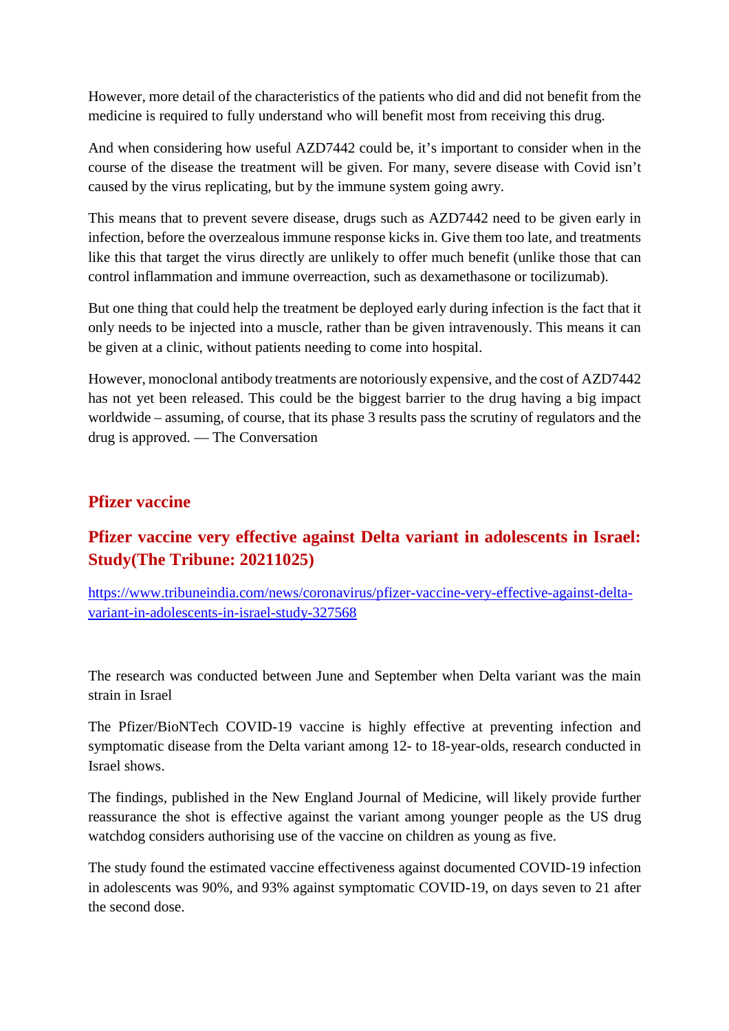However, more detail of the characteristics of the patients who did and did not benefit from the medicine is required to fully understand who will benefit most from receiving this drug.

And when considering how useful AZD7442 could be, it's important to consider when in the course of the disease the treatment will be given. For many, severe disease with Covid isn't caused by the virus replicating, but by the immune system going awry.

This means that to prevent severe disease, drugs such as AZD7442 need to be given early in infection, before the overzealous immune response kicks in. Give them too late, and treatments like this that target the virus directly are unlikely to offer much benefit (unlike those that can control inflammation and immune overreaction, such as dexamethasone or tocilizumab).

But one thing that could help the treatment be deployed early during infection is the fact that it only needs to be injected into a muscle, rather than be given intravenously. This means it can be given at a clinic, without patients needing to come into hospital.

However, monoclonal antibody treatments are notoriously expensive, and the cost of AZD7442 has not yet been released. This could be the biggest barrier to the drug having a big impact worldwide – assuming, of course, that its phase 3 results pass the scrutiny of regulators and the drug is approved. — The Conversation

## Pfizer vaccine

## Pfizer vaccine very effective against Delta variant in adolescents in Israel: Study(The Tribune: 20211025)

https://www.tribuneindia.com/news/coronavirus/pfizer-vaccine-very-effective-against-delta-variant-in-adolescents-in-israel-study-327568

The research was conducted between June and September when Delta variant was the main strain in Israel

The Pfizer/BioNTech COVID-19 vaccine is highly effective at preventing infection and symptomatic disease from the Delta variant among 12- to 18-year-olds, research conducted in Israel shows.

The findings, published in the New England Journal of Medicine, will likely provide further reassurance the shot is effective against the variant among younger people as the US drug watchdog considers authorising use of the vaccine on children as young as five.

The study found the estimated vaccine effectiveness against documented COVID-19 infection in adolescents was 90%, and 93% against symptomatic COVID-19, on days seven to 21 after the second dose.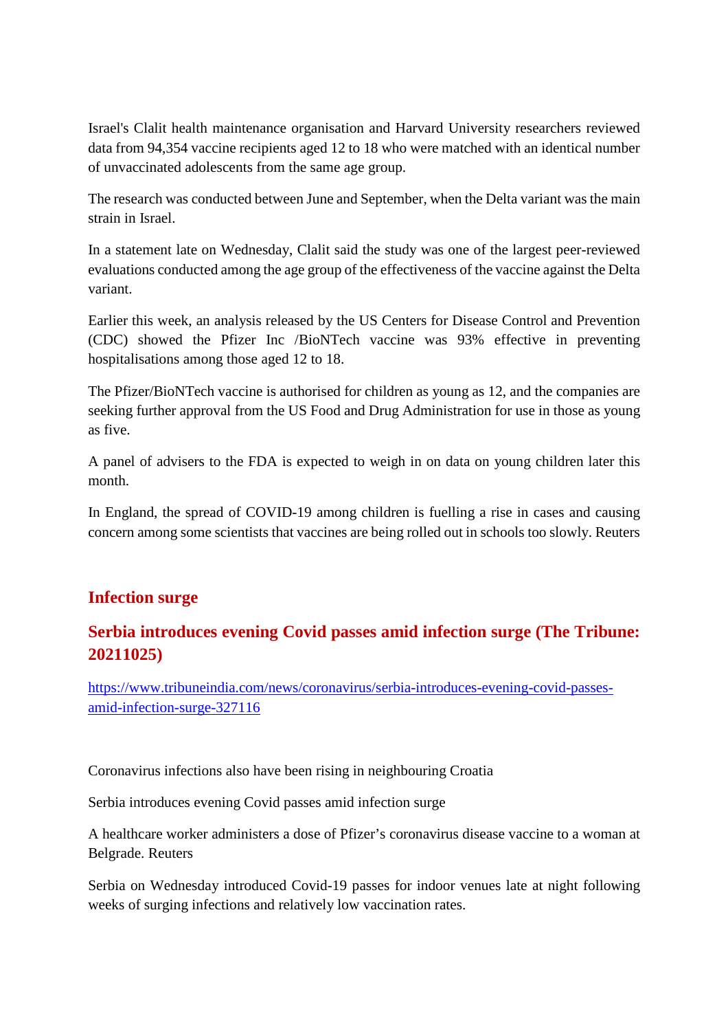Israel's Clalit health maintenance organisation and Harvard University researchers reviewed data from 94,354 vaccine recipients aged 12 to 18 who were matched with an identical number of unvaccinated adolescents from the same age group.

The research was conducted between June and September, when the Delta variant was the main strain in Israel.

In a statement late on Wednesday, Clalit said the study was one of the largest peer-reviewed evaluations conducted among the age group of the effectiveness of the vaccine against the Delta variant.

Earlier this week, an analysis released by the US Centers for Disease Control and Prevention (CDC) showed the Pfizer Inc /BioNTech vaccine was 93% effective in preventing hospitalisations among those aged 12 to 18.

The Pfizer/BioNTech vaccine is authorised for children as young as 12, and the companies are seeking further approval from the US Food and Drug Administration for use in those as young as five.

A panel of advisers to the FDA is expected to weigh in on data on young children later this month.

In England, the spread of COVID-19 among children is fuelling a rise in cases and causing concern among some scientists that vaccines are being rolled out in schools too slowly. Reuters

## Infection surge

## Serbia introduces evening Covid passes amid infection surge (The Tribune: 20211025)

https://www.tribuneindia.com/news/coronavirus/serbia-introduces-evening-covid-passes-amid-infection-surge-327116

Coronavirus infections also have been rising in neighbouring Croatia

Serbia introduces evening Covid passes amid infection surge

A healthcare worker administers a dose of Pfizer's coronavirus disease vaccine to a woman at Belgrade. Reuters

Serbia on Wednesday introduced Covid-19 passes for indoor venues late at night following weeks of surging infections and relatively low vaccination rates.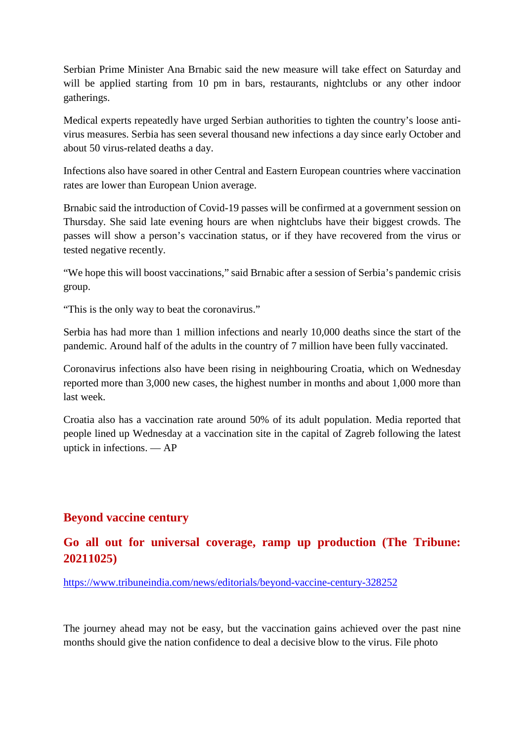Serbian Prime Minister Ana Brnabic said the new measure will take effect on Saturday and will be applied starting from 10 pm in bars, restaurants, nightclubs or any other indoor gatherings.

Medical experts repeatedly have urged Serbian authorities to tighten the country's loose anti-virus measures. Serbia has seen several thousand new infections a day since early October and about 50 virus-related deaths a day.

Infections also have soared in other Central and Eastern European countries where vaccination rates are lower than European Union average.

Brnabic said the introduction of Covid-19 passes will be confirmed at a government session on Thursday. She said late evening hours are when nightclubs have their biggest crowds. The passes will show a person's vaccination status, or if they have recovered from the virus or tested negative recently.

"We hope this will boost vaccinations," said Brnabic after a session of Serbia's pandemic crisis group.

"This is the only way to beat the coronavirus."

Serbia has had more than 1 million infections and nearly 10,000 deaths since the start of the pandemic. Around half of the adults in the country of 7 million have been fully vaccinated.

Coronavirus infections also have been rising in neighbouring Croatia, which on Wednesday reported more than 3,000 new cases, the highest number in months and about 1,000 more than last week.

Croatia also has a vaccination rate around 50% of its adult population. Media reported that people lined up Wednesday at a vaccination site in the capital of Zagreb following the latest uptick in infections. — AP

## Beyond vaccine century

## Go all out for universal coverage, ramp up production (The Tribune: 20211025)

https://www.tribuneindia.com/news/editorials/beyond-vaccine-century-328252

The journey ahead may not be easy, but the vaccination gains achieved over the past nine months should give the nation confidence to deal a decisive blow to the virus. File photo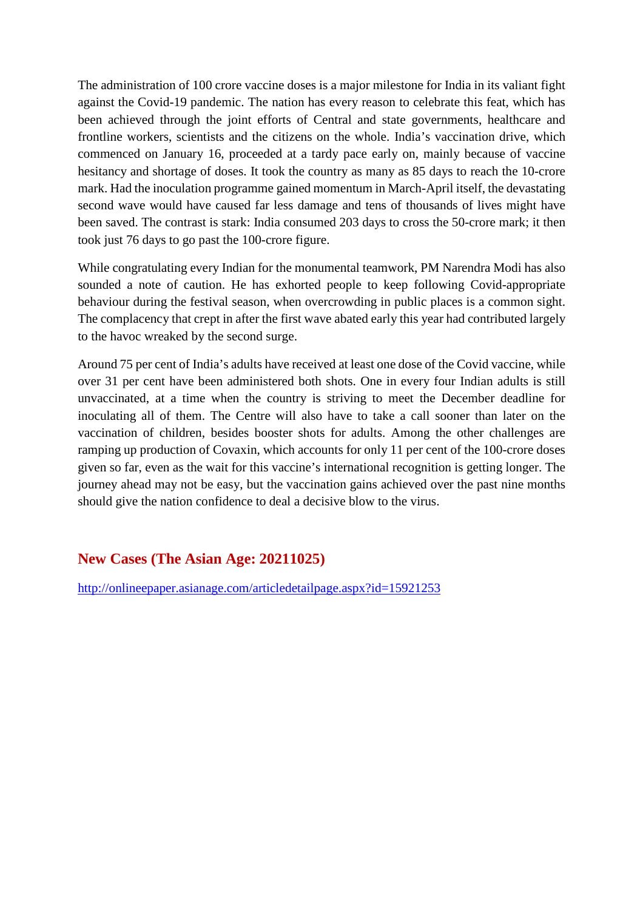The administration of 100 crore vaccine doses is a major milestone for India in its valiant fight against the Covid-19 pandemic. The nation has every reason to celebrate this feat, which has been achieved through the joint efforts of Central and state governments, healthcare and frontline workers, scientists and the citizens on the whole. India's vaccination drive, which commenced on January 16, proceeded at a tardy pace early on, mainly because of vaccine hesitancy and shortage of doses. It took the country as many as 85 days to reach the 10-crore mark. Had the inoculation programme gained momentum in March-April itself, the devastating second wave would have caused far less damage and tens of thousands of lives might have been saved. The contrast is stark: India consumed 203 days to cross the 50-crore mark; it then took just 76 days to go past the 100-crore figure.

While congratulating every Indian for the monumental teamwork, PM Narendra Modi has also sounded a note of caution. He has exhorted people to keep following Covid-appropriate behaviour during the festival season, when overcrowding in public places is a common sight. The complacency that crept in after the first wave abated early this year had contributed largely to the havoc wreaked by the second surge.

Around 75 per cent of India's adults have received at least one dose of the Covid vaccine, while over 31 per cent have been administered both shots. One in every four Indian adults is still unvaccinated, at a time when the country is striving to meet the December deadline for inoculating all of them. The Centre will also have to take a call sooner than later on the vaccination of children, besides booster shots for adults. Among the other challenges are ramping up production of Covaxin, which accounts for only 11 per cent of the 100-crore doses given so far, even as the wait for this vaccine's international recognition is getting longer. The journey ahead may not be easy, but the vaccination gains achieved over the past nine months should give the nation confidence to deal a decisive blow to the virus.

## New Cases (The Asian Age: 20211025)

http://onlineepaper.asianage.com/articledetailpage.aspx?id=15921253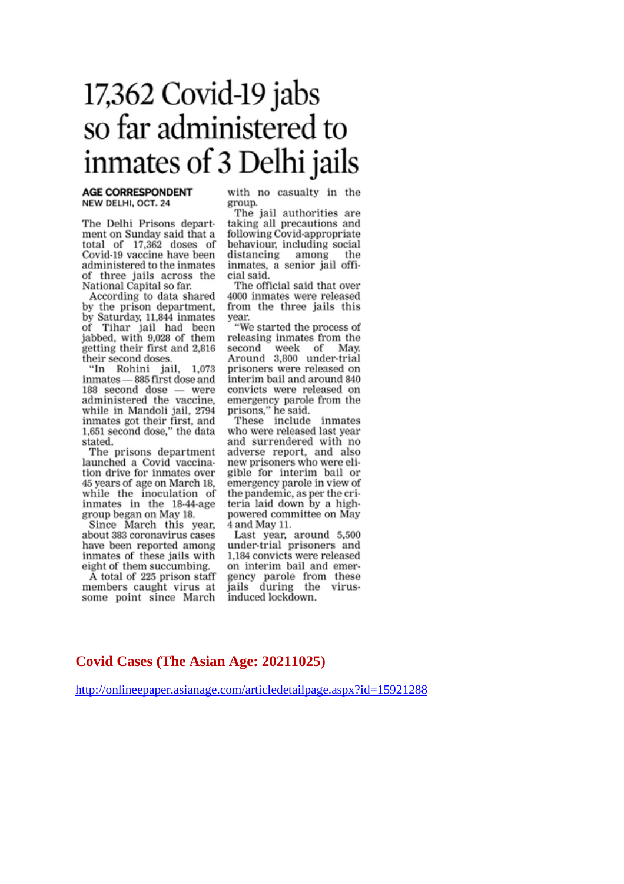// Not meant for prod
# 17,362 Covid-19 jabs so far administered to inmates of 3 Delhi jails

**AGE CORRESPONDENT**
**NEW DELHI, OCT. 24**

The Delhi Prisons department on Sunday said that a total of 17,362 doses of Covid-19 vaccine have been administered to the inmates of three jails across the National Capital so far.

According to data shared by the prison department, by Saturday, 11,844 inmates of Tihar jail had been jabbed, with 9,028 of them getting their first and 2,816 their second doses.

"In Rohini jail, 1,073 inmates — 885 first dose and 188 second dose — were administered the vaccine, while in Mandoli jail, 2794 inmates got their first, and 1,651 second dose," the data stated.

The prisons department launched a Covid vaccination drive for inmates over 45 years of age on March 18, while the inoculation of inmates in the 18-44-age group began on May 18.

Since March this year, about 383 coronavirus cases have been reported among inmates of these jails with eight of them succumbing.

A total of 225 prison staff members caught virus at some point since March with no casualty in the group.

The jail authorities are taking all precautions and following Covid-appropriate behaviour, including social distancing among the inmates, a senior jail official said.

The official said that over 4000 inmates were released from the three jails this year.

"We started the process of releasing inmates from the second week of May. Around 3,800 under-trial prisoners were released on interim bail and around 840 convicts were released on emergency parole from the prisons," he said.

These include inmates who were released last year and surrendered with no adverse report, and also new prisoners who were eligible for interim bail or emergency parole in view of the pandemic, as per the criteria laid down by a high-powered committee on May 4 and May 11.

Last year, around 5,500 under-trial prisoners and 1,184 convicts were released on interim bail and emergency parole from these jails during the virus-induced lockdown.

**Covid Cases (The Asian Age: 20211025)**

http://onlineepaper.asianage.com/articledetailpage.aspx?id=15921288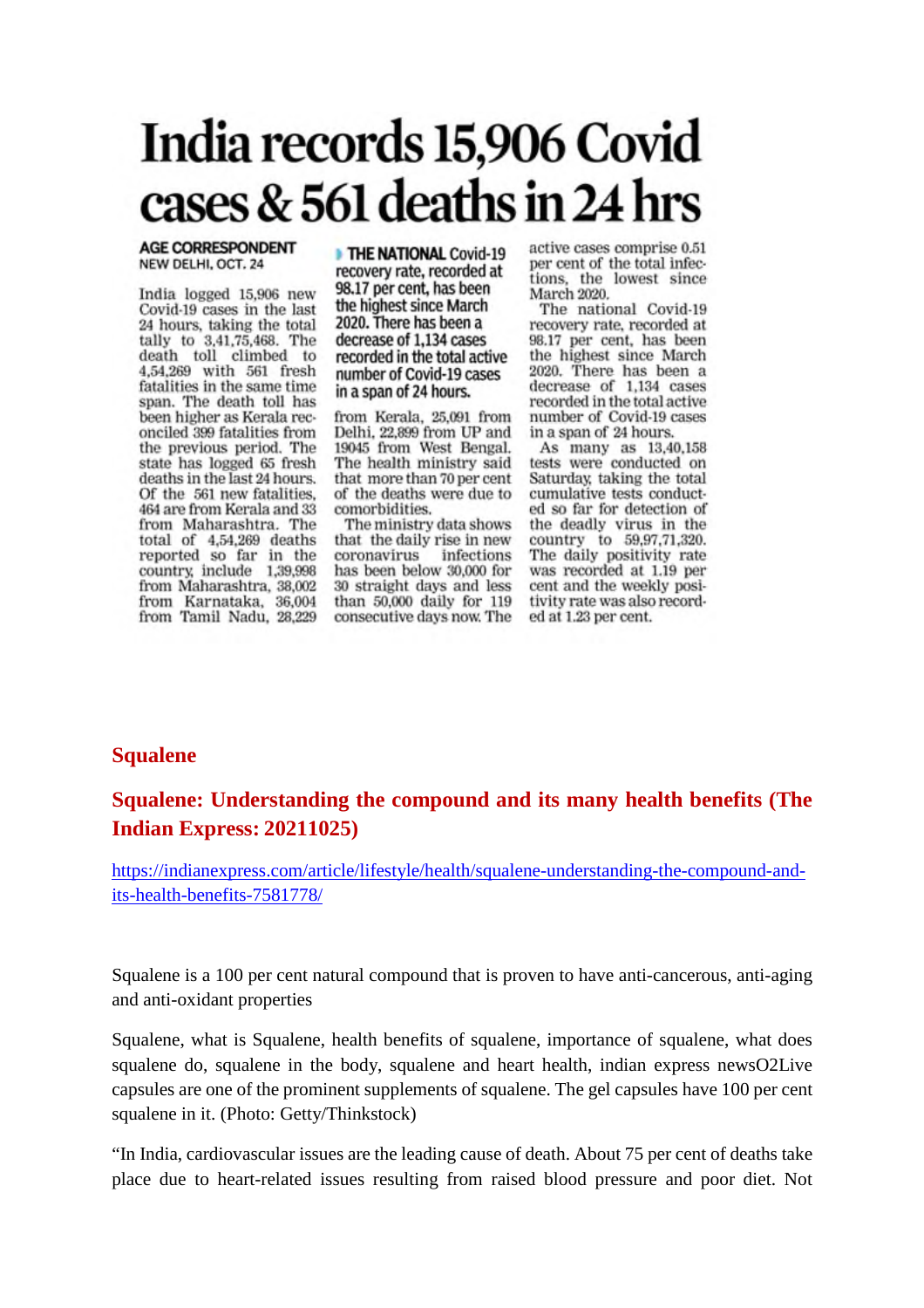# India records 15,906 Covid cases & 561 deaths in 24 hrs

**AGE CORRESPONDENT**
NEW DELHI, OCT. 24

India logged 15,906 new Covid-19 cases in the last 24 hours, taking the total tally to 3,41,75,468. The death toll climbed to 4,54,269 with 561 fresh fatalities in the same time span. The death toll has been higher as Kerala reconciled 399 fatalities from the previous period. The state has logged 65 fresh deaths in the last 24 hours. Of the 561 new fatalities, 464 are from Kerala and 33 from Maharashtra. The total of 4,54,269 deaths reported so far in the country, include 1,39,998 from Maharashtra, 38,002 from Karnataka, 36,004 from Tamil Nadu, 28,229 from Kerala, 25,091 from Delhi, 22,899 from UP and 19045 from West Bengal. The health ministry said that more than 70 per cent of the deaths were due to comorbidities.

**THE NATIONAL Covid-19 recovery rate, recorded at 98.17 per cent, has been the highest since March 2020. There has been a decrease of 1,134 cases recorded in the total active number of Covid-19 cases in a span of 24 hours.**

The ministry data shows that the daily rise in new coronavirus infections has been below 30,000 for 30 straight days and less than 50,000 daily for 119 consecutive days now. The active cases comprise 0.51 per cent of the total infections, the lowest since March 2020.

The national Covid-19 recovery rate, recorded at 98.17 per cent, has been the highest since March 2020. There has been a decrease of 1,134 cases recorded in the total active number of Covid-19 cases in a span of 24 hours.

As many as 13,40,158 tests were conducted on Saturday, taking the total cumulative tests conducted so far for detection of the deadly virus in the country to 59,97,71,320. The daily positivity rate was recorded at 1.19 per cent and the weekly positivity rate was also recorded at 1.23 per cent.

## Squalene

## Squalene: Understanding the compound and its many health benefits (The Indian Express: 20211025)

https://indianexpress.com/article/lifestyle/health/squalene-understanding-the-compound-and-its-health-benefits-7581778/

Squalene is a 100 per cent natural compound that is proven to have anti-cancerous, anti-aging and anti-oxidant properties

Squalene, what is Squalene, health benefits of squalene, importance of squalene, what does squalene do, squalene in the body, squalene and heart health, indian express newsO2Live capsules are one of the prominent supplements of squalene. The gel capsules have 100 per cent squalene in it. (Photo: Getty/Thinkstock)

"In India, cardiovascular issues are the leading cause of death. About 75 per cent of deaths take place due to heart-related issues resulting from raised blood pressure and poor diet. Not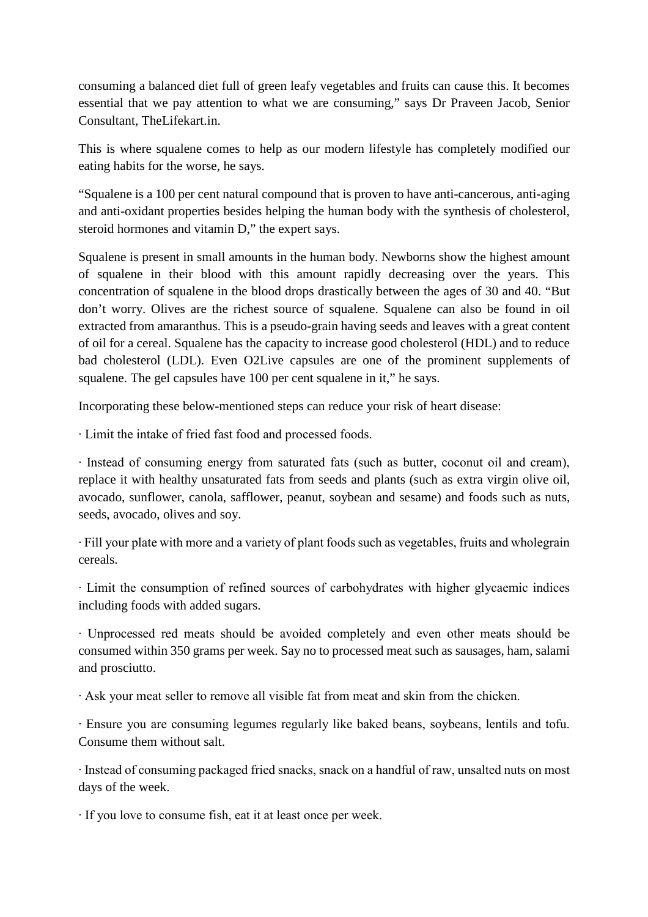consuming a balanced diet full of green leafy vegetables and fruits can cause this. It becomes essential that we pay attention to what we are consuming," says Dr Praveen Jacob, Senior Consultant, TheLifekart.in.

This is where squalene comes to help as our modern lifestyle has completely modified our eating habits for the worse, he says.

"Squalene is a 100 per cent natural compound that is proven to have anti-cancerous, anti-aging and anti-oxidant properties besides helping the human body with the synthesis of cholesterol, steroid hormones and vitamin D," the expert says.

Squalene is present in small amounts in the human body. Newborns show the highest amount of squalene in their blood with this amount rapidly decreasing over the years. This concentration of squalene in the blood drops drastically between the ages of 30 and 40. "But don't worry. Olives are the richest source of squalene. Squalene can also be found in oil extracted from amaranthus. This is a pseudo-grain having seeds and leaves with a great content of oil for a cereal. Squalene has the capacity to increase good cholesterol (HDL) and to reduce bad cholesterol (LDL). Even O2Live capsules are one of the prominent supplements of squalene. The gel capsules have 100 per cent squalene in it," he says.

Incorporating these below-mentioned steps can reduce your risk of heart disease:

· Limit the intake of fried fast food and processed foods.

· Instead of consuming energy from saturated fats (such as butter, coconut oil and cream), replace it with healthy unsaturated fats from seeds and plants (such as extra virgin olive oil, avocado, sunflower, canola, safflower, peanut, soybean and sesame) and foods such as nuts, seeds, avocado, olives and soy.

· Fill your plate with more and a variety of plant foods such as vegetables, fruits and wholegrain cereals.

· Limit the consumption of refined sources of carbohydrates with higher glycaemic indices including foods with added sugars.

· Unprocessed red meats should be avoided completely and even other meats should be consumed within 350 grams per week. Say no to processed meat such as sausages, ham, salami and prosciutto.

· Ask your meat seller to remove all visible fat from meat and skin from the chicken.

· Ensure you are consuming legumes regularly like baked beans, soybeans, lentils and tofu. Consume them without salt.

· Instead of consuming packaged fried snacks, snack on a handful of raw, unsalted nuts on most days of the week.

· If you love to consume fish, eat it at least once per week.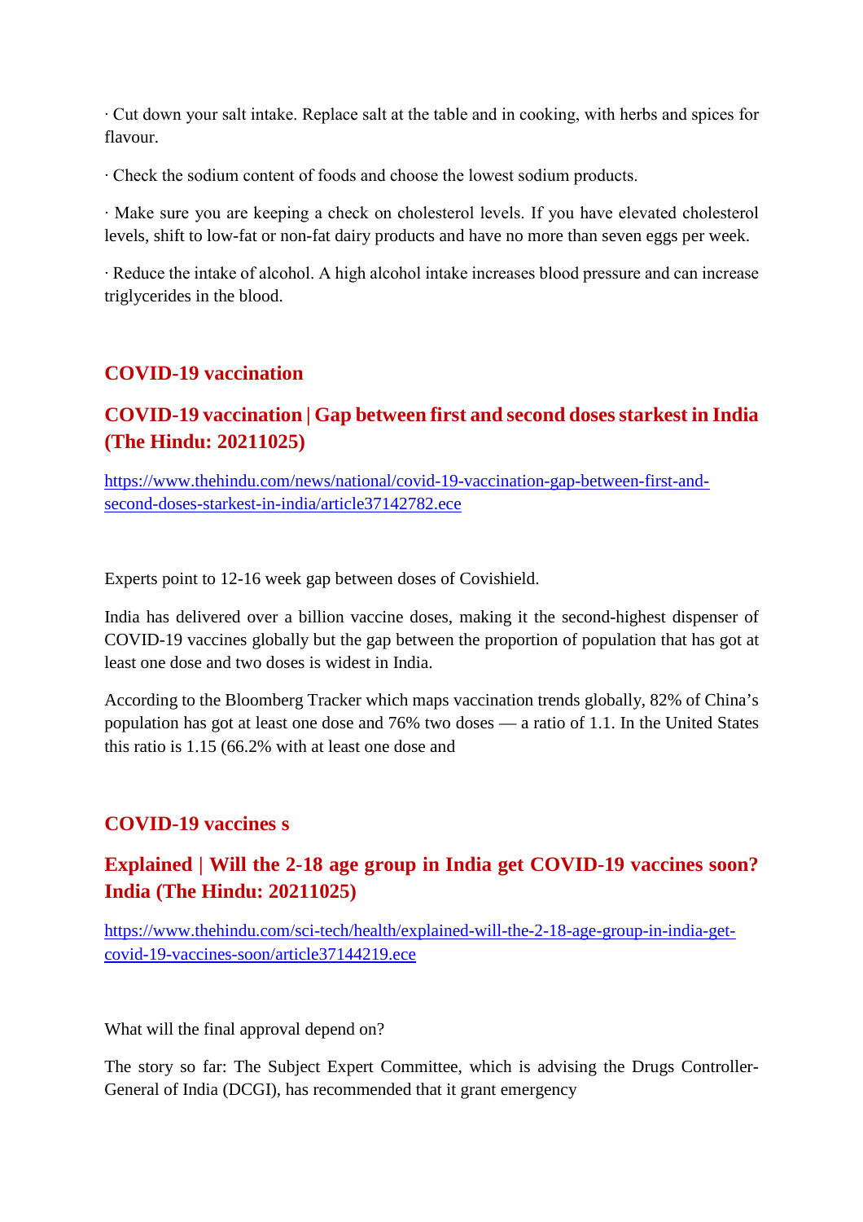· Cut down your salt intake. Replace salt at the table and in cooking, with herbs and spices for flavour.

· Check the sodium content of foods and choose the lowest sodium products.

· Make sure you are keeping a check on cholesterol levels. If you have elevated cholesterol levels, shift to low-fat or non-fat dairy products and have no more than seven eggs per week.

· Reduce the intake of alcohol. A high alcohol intake increases blood pressure and can increase triglycerides in the blood.

## COVID-19 vaccination

## COVID-19 vaccination | Gap between first and second doses starkest in India (The Hindu: 20211025)

https://www.thehindu.com/news/national/covid-19-vaccination-gap-between-first-and-second-doses-starkest-in-india/article37142782.ece

Experts point to 12-16 week gap between doses of Covishield.

India has delivered over a billion vaccine doses, making it the second-highest dispenser of COVID-19 vaccines globally but the gap between the proportion of population that has got at least one dose and two doses is widest in India.

According to the Bloomberg Tracker which maps vaccination trends globally, 82% of China's population has got at least one dose and 76% two doses — a ratio of 1.1. In the United States this ratio is 1.15 (66.2% with at least one dose and

## COVID-19 vaccines s

## Explained | Will the 2-18 age group in India get COVID-19 vaccines soon? India (The Hindu: 20211025)

https://www.thehindu.com/sci-tech/health/explained-will-the-2-18-age-group-in-india-get-covid-19-vaccines-soon/article37144219.ece

What will the final approval depend on?

The story so far: The Subject Expert Committee, which is advising the Drugs Controller-General of India (DCGI), has recommended that it grant emergency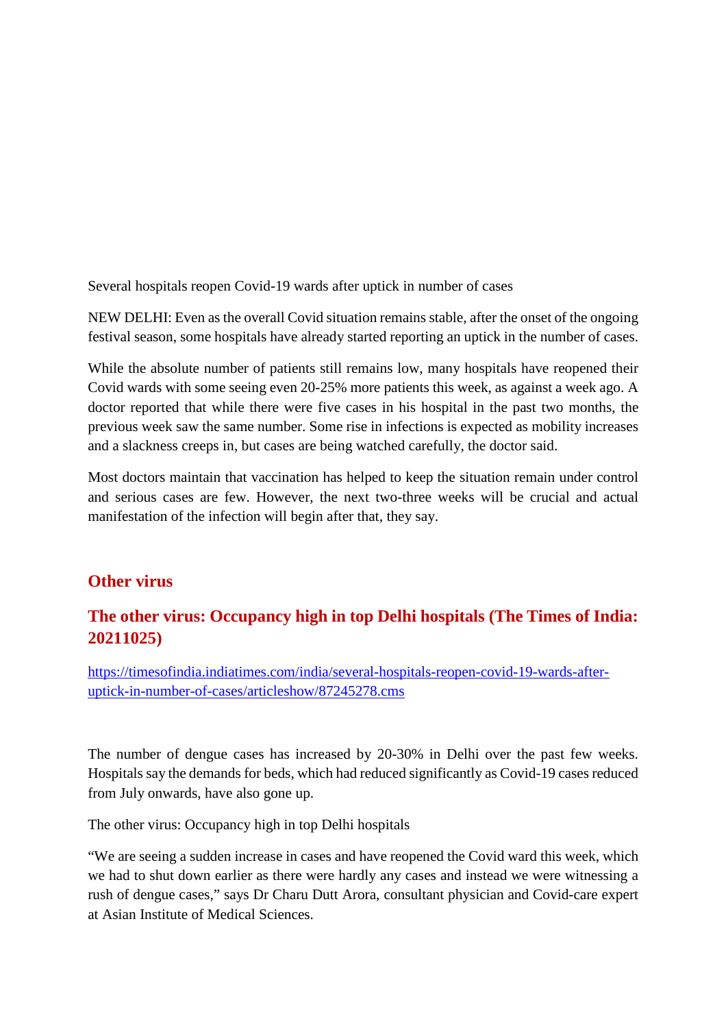Several hospitals reopen Covid-19 wards after uptick in number of cases

NEW DELHI: Even as the overall Covid situation remains stable, after the onset of the ongoing festival season, some hospitals have already started reporting an uptick in the number of cases.

While the absolute number of patients still remains low, many hospitals have reopened their Covid wards with some seeing even 20-25% more patients this week, as against a week ago. A doctor reported that while there were five cases in his hospital in the past two months, the previous week saw the same number. Some rise in infections is expected as mobility increases and a slackness creeps in, but cases are being watched carefully, the doctor said.

Most doctors maintain that vaccination has helped to keep the situation remain under control and serious cases are few. However, the next two-three weeks will be crucial and actual manifestation of the infection will begin after that, they say.

## Other virus

## The other virus: Occupancy high in top Delhi hospitals (The Times of India: 20211025)

https://timesofindia.indiatimes.com/india/several-hospitals-reopen-covid-19-wards-after-uptick-in-number-of-cases/articleshow/87245278.cms

The number of dengue cases has increased by 20-30% in Delhi over the past few weeks. Hospitals say the demands for beds, which had reduced significantly as Covid-19 cases reduced from July onwards, have also gone up.

The other virus: Occupancy high in top Delhi hospitals

"We are seeing a sudden increase in cases and have reopened the Covid ward this week, which we had to shut down earlier as there were hardly any cases and instead we were witnessing a rush of dengue cases," says Dr Charu Dutt Arora, consultant physician and Covid-care expert at Asian Institute of Medical Sciences.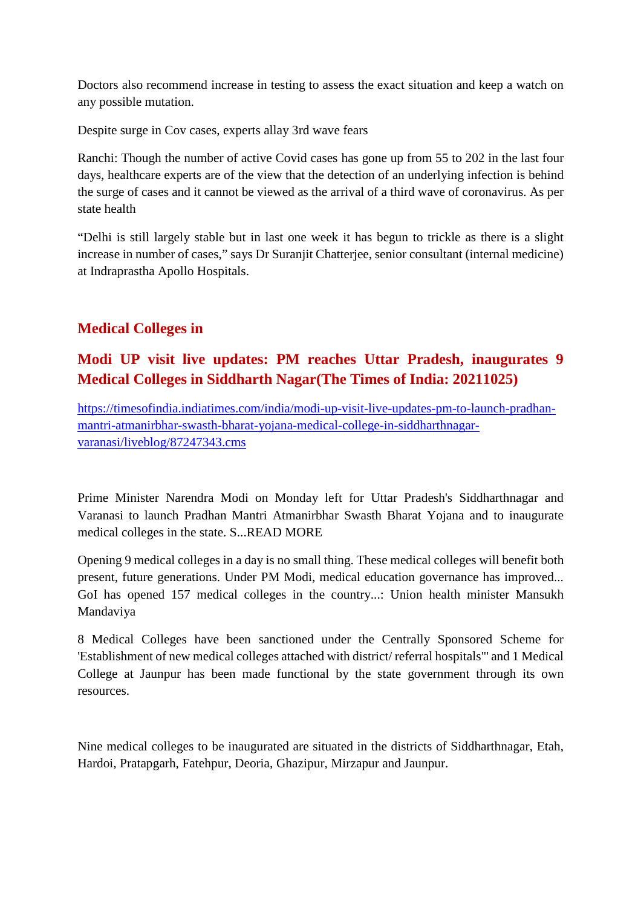Doctors also recommend increase in testing to assess the exact situation and keep a watch on any possible mutation.

Despite surge in Cov cases, experts allay 3rd wave fears

Ranchi: Though the number of active Covid cases has gone up from 55 to 202 in the last four days, healthcare experts are of the view that the detection of an underlying infection is behind the surge of cases and it cannot be viewed as the arrival of a third wave of coronavirus. As per state health

“Delhi is still largely stable but in last one week it has begun to trickle as there is a slight increase in number of cases,” says Dr Suranjit Chatterjee, senior consultant (internal medicine) at Indraprastha Apollo Hospitals.

## Medical Colleges in

## Modi UP visit live updates: PM reaches Uttar Pradesh, inaugurates 9 Medical Colleges in Siddharth Nagar(The Times of India: 20211025)

https://timesofindia.indiatimes.com/india/modi-up-visit-live-updates-pm-to-launch-pradhan-mantri-atmanirbhar-swasth-bharat-yojana-medical-college-in-siddharthnagar-varanasi/liveblog/87247343.cms

Prime Minister Narendra Modi on Monday left for Uttar Pradesh's Siddharthnagar and Varanasi to launch Pradhan Mantri Atmanirbhar Swasth Bharat Yojana and to inaugurate medical colleges in the state. S...READ MORE

Opening 9 medical colleges in a day is no small thing. These medical colleges will benefit both present, future generations. Under PM Modi, medical education governance has improved... GoI has opened 157 medical colleges in the country...: Union health minister Mansukh Mandaviya

8 Medical Colleges have been sanctioned under the Centrally Sponsored Scheme for 'Establishment of new medical colleges attached with district/ referral hospitals'' and 1 Medical College at Jaunpur has been made functional by the state government through its own resources.

Nine medical colleges to be inaugurated are situated in the districts of Siddharthnagar, Etah, Hardoi, Pratapgarh, Fatehpur, Deoria, Ghazipur, Mirzapur and Jaunpur.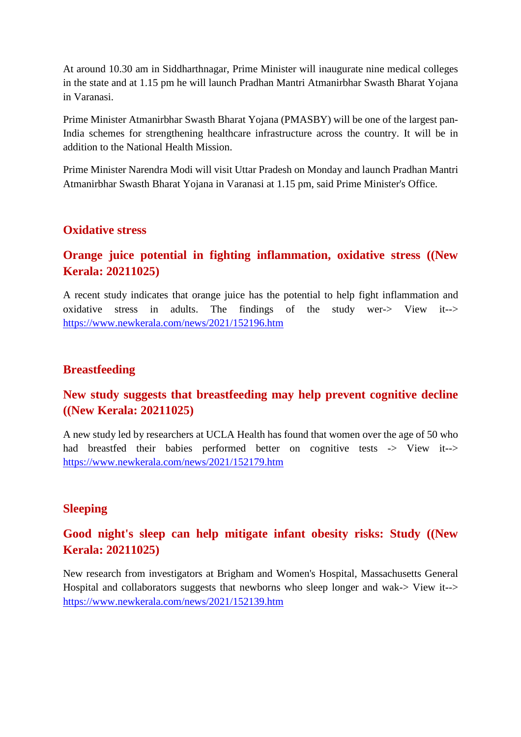At around 10.30 am in Siddharthnagar, Prime Minister will inaugurate nine medical colleges in the state and at 1.15 pm he will launch Pradhan Mantri Atmanirbhar Swasth Bharat Yojana in Varanasi.

Prime Minister Atmanirbhar Swasth Bharat Yojana (PMASBY) will be one of the largest pan-India schemes for strengthening healthcare infrastructure across the country. It will be in addition to the National Health Mission.

Prime Minister Narendra Modi will visit Uttar Pradesh on Monday and launch Pradhan Mantri Atmanirbhar Swasth Bharat Yojana in Varanasi at 1.15 pm, said Prime Minister's Office.

## Oxidative stress

### Orange juice potential in fighting inflammation, oxidative stress ((New Kerala: 20211025)

A recent study indicates that orange juice has the potential to help fight inflammation and oxidative stress in adults. The findings of the study wer-> View it--> https://www.newkerala.com/news/2021/152196.htm

## Breastfeeding

### New study suggests that breastfeeding may help prevent cognitive decline ((New Kerala: 20211025)

A new study led by researchers at UCLA Health has found that women over the age of 50 who had breastfed their babies performed better on cognitive tests -> View it--> https://www.newkerala.com/news/2021/152179.htm

## Sleeping

### Good night's sleep can help mitigate infant obesity risks: Study ((New Kerala: 20211025)

New research from investigators at Brigham and Women's Hospital, Massachusetts General Hospital and collaborators suggests that newborns who sleep longer and wak-> View it--> https://www.newkerala.com/news/2021/152139.htm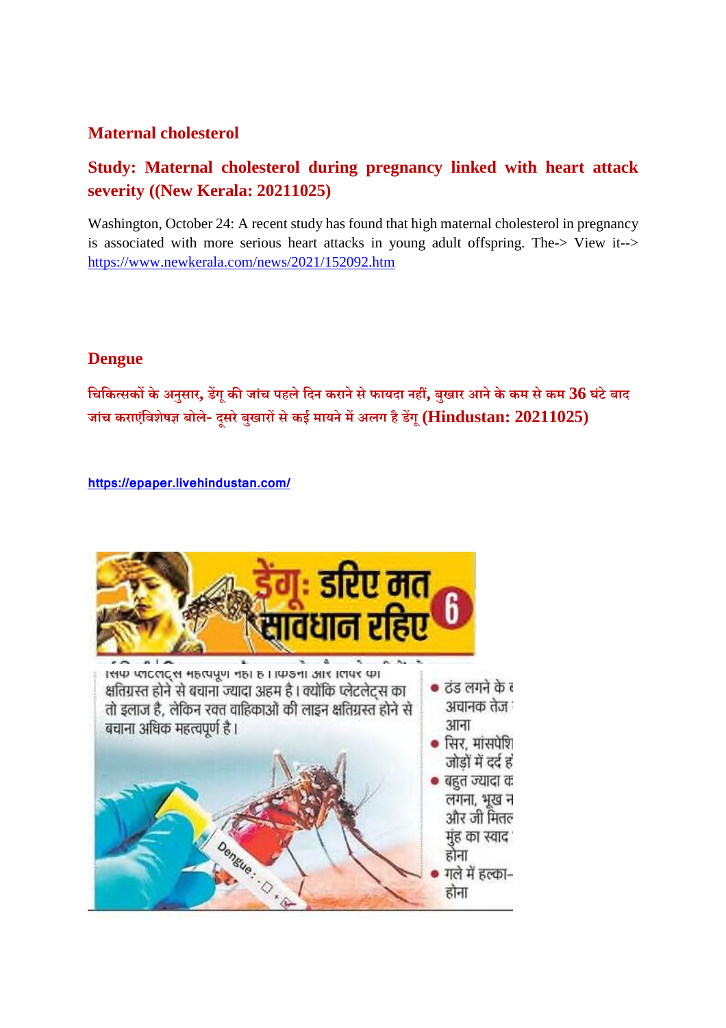## Maternal cholesterol

### Study: Maternal cholesterol during pregnancy linked with heart attack severity ((New Kerala: 20211025)

Washington, October 24: A recent study has found that high maternal cholesterol in pregnancy is associated with more serious heart attacks in young adult offspring. The-> View it--> https://www.newkerala.com/news/2021/152092.htm

## Dengue

### चिकित्सकों के अनुसार, डेंगू की जांच पहले दिन कराने से फायदा नहीं, बुखार आने के कम से कम 36 घंटे बाद जांच कराएंविशेषज्ञ बोले- दूसरे बुखारों से कई मायने में अलग है डेंगू (Hindustan: 20211025)

https://epaper.livehindustan.com/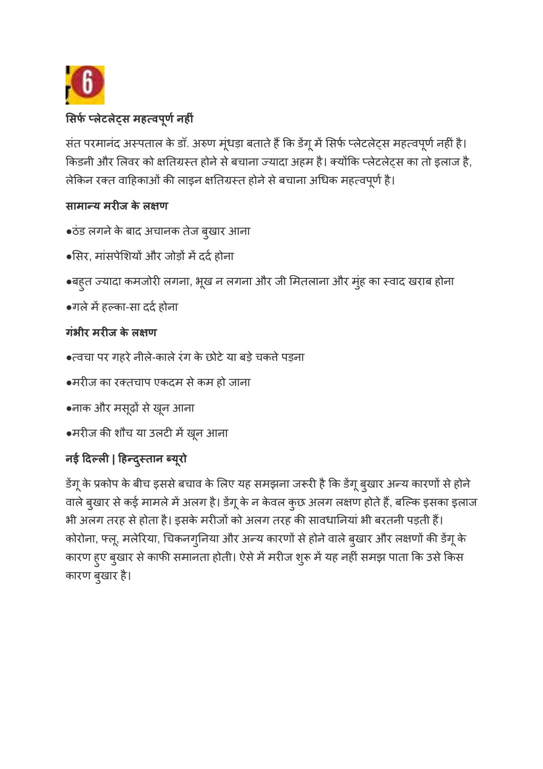6

### सिर्फ प्लेटलेट्स महत्वपूर्ण नहीं

संत परमानंद अस्पताल के डॉ. अरुण मूंधड़ा बताते हैं कि डेंगू में सिर्फ प्लेटलेट्स महत्वपूर्ण नहीं है। किडनी और लिवर को क्षतिग्रस्त होने से बचाना ज्यादा अहम है। क्योंकि प्लेटलेट्स का तो इलाज है, लेकिन रक्त वाहिकाओं की लाइन क्षतिग्रस्त होने से बचाना अधिक महत्वपूर्ण है।

### सामान्य मरीज के लक्षण

- ठंड लगने के बाद अचानक तेज बुखार आना
- सिर, मांसपेशियों और जोड़ों में दर्द होना
- बहुत ज्यादा कमजोरी लगना, भूख न लगना और जी मितलाना और मुंह का स्वाद खराब होना
- गले में हल्का-सा दर्द होना

### गंभीर मरीज के लक्षण

- त्वचा पर गहरे नीले-काले रंग के छोटे या बड़े चकत्ते पड़ना
- मरीज का रक्तचाप एकदम से कम हो जाना
- नाक और मसूढ़ों से खून आना
- मरीज की शौच या उलटी में खून आना

### नई दिल्ली | हिन्दुस्तान ब्यूरो

डेंगू के प्रकोप के बीच इससे बचाव के लिए यह समझना जरूरी है कि डेंगू बुखार अन्य कारणों से होने वाले बुखार से कई मामले में अलग है। डेंगू के न केवल कुछ अलग लक्षण होते हैं, बल्कि इसका इलाज भी अलग तरह से होता है। इसके मरीजों को अलग तरह की सावधानियां भी बरतनी पड़ती हैं। कोरोना, फ्लू, मलेरिया, चिकनगुनिया और अन्य कारणों से होने वाले बुखार और लक्षणों की डेंगू के कारण हुए बुखार से काफी समानता होती। ऐसे में मरीज शुरू में यह नहीं समझ पाता कि उसे किस कारण बुखार है।